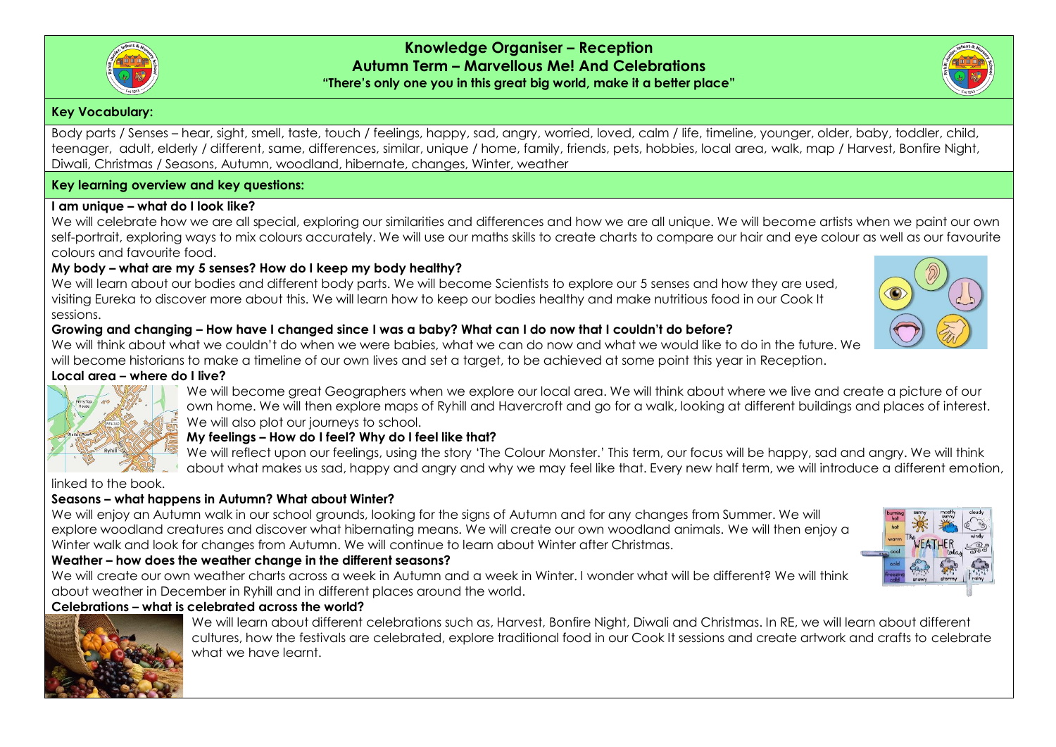# Knowledge Organiser – Reception
## Autumn Term – Marvellous Me! And Celebrations
**"There's only one you in this great big world, make it a better place"**

### Key Vocabulary:

Body parts / Senses – hear, sight, smell, taste, touch / feelings, happy, sad, angry, worried, loved, calm / life, timeline, younger, older, baby, toddler, child, teenager, adult, elderly / different, same, differences, similar, unique / home, family, friends, pets, hobbies, local area, walk, map / Harvest, Bonfire Night, Diwali, Christmas / Seasons, Autumn, woodland, hibernate, changes, Winter, weather

### Key learning overview and key questions:

**I am unique – what do I look like?**

We will celebrate how we are all special, exploring our similarities and differences and how we are all unique. We will become artists when we paint our own self-portrait, exploring ways to mix colours accurately. We will use our maths skills to create charts to compare our hair and eye colour as well as our favourite colours and favourite food.

**My body – what are my 5 senses? How do I keep my body healthy?**

We will learn about our bodies and different body parts. We will become Scientists to explore our 5 senses and how they are used, visiting Eureka to discover more about this. We will learn how to keep our bodies healthy and make nutritious food in our Cook It sessions.

**Growing and changing – How have I changed since I was a baby? What can I do now that I couldn't do before?**

We will think about what we couldn't do when we were babies, what we can do now and what we would like to do in the future. We will become historians to make a timeline of our own lives and set a target, to be achieved at some point this year in Reception.

**Local area – where do I live?**

We will become great Geographers when we explore our local area. We will think about where we live and create a picture of our own home. We will then explore maps of Ryhill and Havercroft and go for a walk, looking at different buildings and places of interest. We will also plot our journeys to school.

**My feelings – How do I feel? Why do I feel like that?**

We will reflect upon our feelings, using the story 'The Colour Monster.' This term, our focus will be happy, sad and angry. We will think about what makes us sad, happy and angry and why we may feel like that. Every new half term, we will introduce a different emotion, linked to the book.

**Seasons – what happens in Autumn? What about Winter?**

We will enjoy an Autumn walk in our school grounds, looking for the signs of Autumn and for any changes from Summer. We will explore woodland creatures and discover what hibernating means. We will create our own woodland animals. We will then enjoy a Winter walk and look for changes from Autumn. We will continue to learn about Winter after Christmas.

**Weather – how does the weather change in the different seasons?**

We will create our own weather charts across a week in Autumn and a week in Winter. I wonder what will be different? We will think about weather in December in Ryhill and in different places around the world.

**Celebrations – what is celebrated across the world?**

We will learn about different celebrations such as, Harvest, Bonfire Night, Diwali and Christmas. In RE, we will learn about different cultures, how the festivals are celebrated, explore traditional food in our Cook It sessions and create artwork and crafts to celebrate what we have learnt.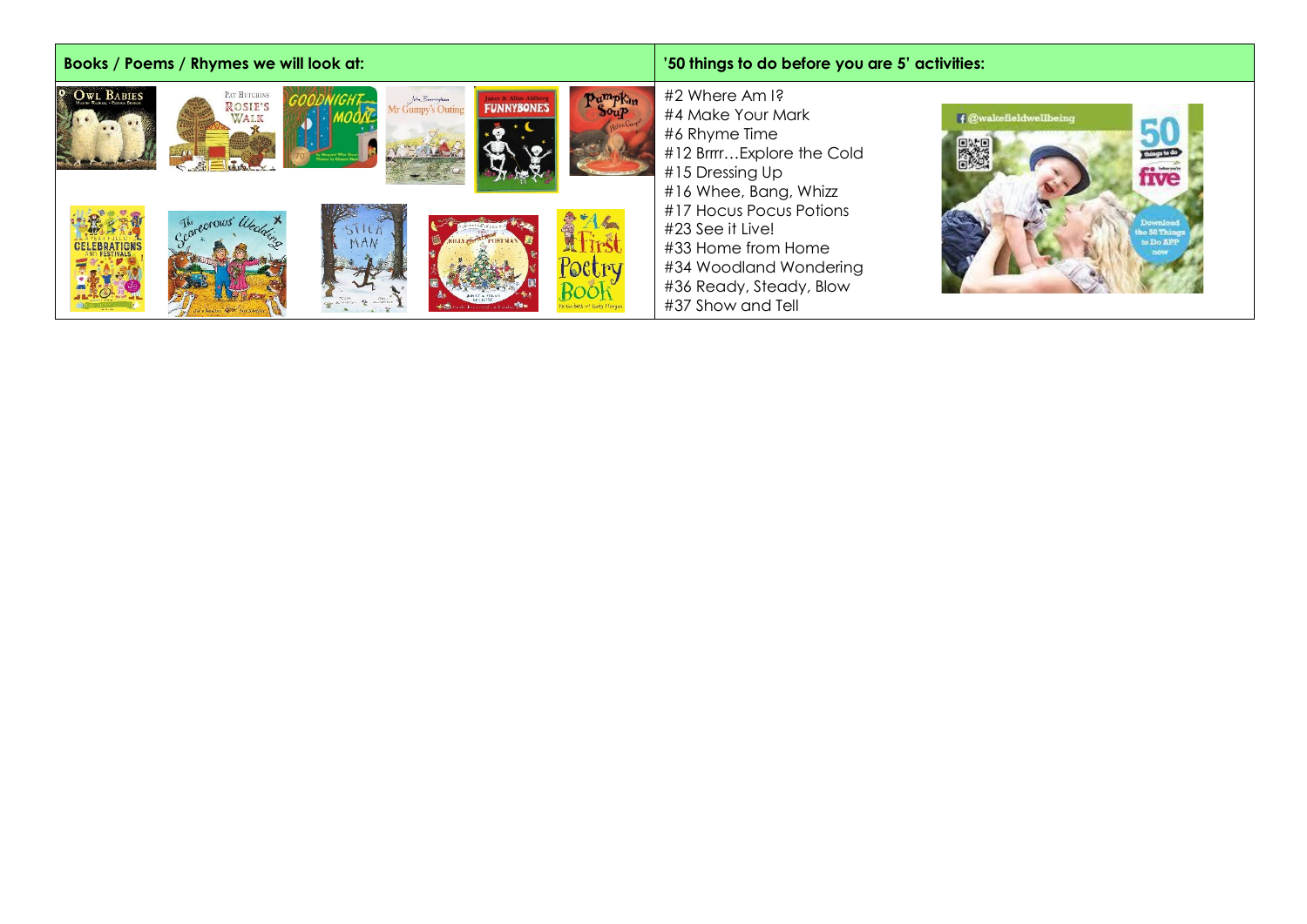| Books / Poems / Rhymes we will look at: | '50 things to do before you are 5' activities: |
| --- | --- |
| | #2 Where Am I?<br>#4 Make Your Mark<br>#6 Rhyme Time<br>#12 Brrrr…Explore the Cold<br>#15 Dressing Up<br>#16 Whee, Bang, Whizz<br>#17 Hocus Pocus Potions<br>#23 See it Live!<br>#33 Home from Home<br>#34 Woodland Wondering<br>#36 Ready, Steady, Blow<br>#37 Show and Tell |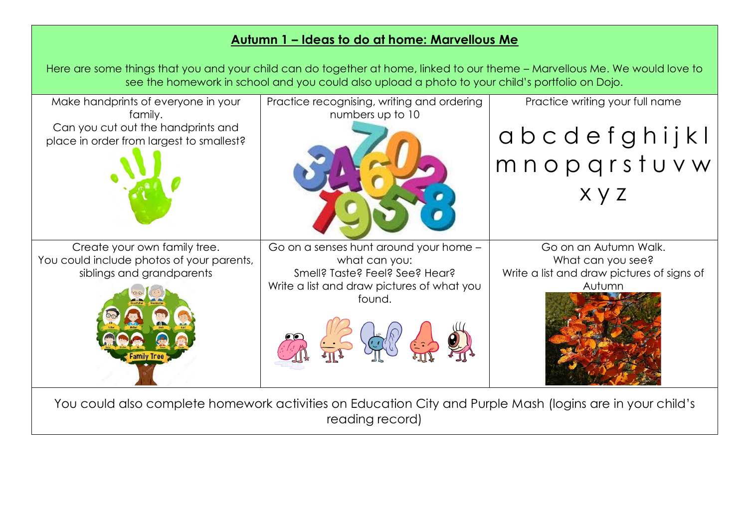## Autumn 1 – Ideas to do at home: Marvellous Me

Here are some things that you and your child can do together at home, linked to our theme – Marvellous Me. We would love to see the homework in school and you could also upload a photo to your child's portfolio on Dojo.

| | | |
|---|---|---|
| Make handprints of everyone in your family. Can you cut out the handprints and place in order from largest to smallest? | Practice recognising, writing and ordering numbers up to 10 | Practice writing your full name<br><br>a b c d e f g h i j k l m n o p q r s t u v w x y z |
| Create your own family tree. You could include photos of your parents, siblings and grandparents | Go on a senses hunt around your home – what can you: Smell? Taste? Feel? See? Hear? Write a list and draw pictures of what you found. | Go on an Autumn Walk. What can you see? Write a list and draw pictures of signs of Autumn |

You could also complete homework activities on Education City and Purple Mash (logins are in your child's reading record)